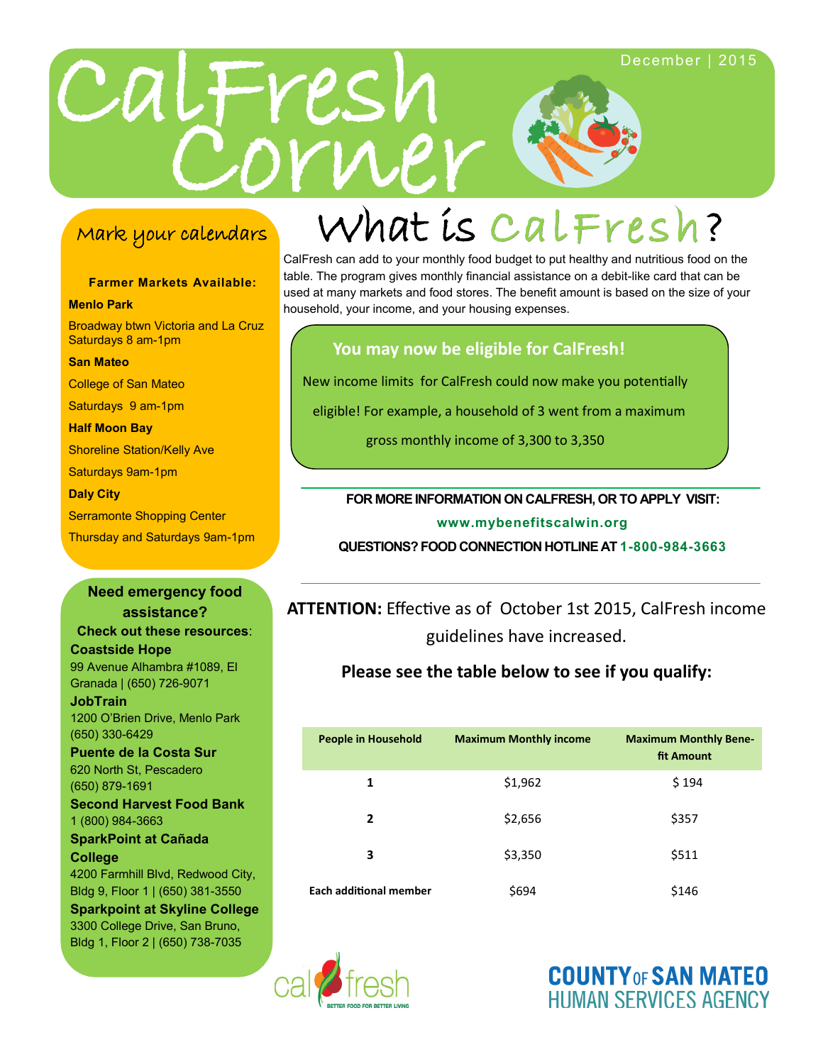# CalFresh Corner

December | 2015

## What is CalFresh?

CalFresh can add to your monthly food budget to put healthy and nutritious food on the table. The program gives monthly financial assistance on a debit-like card that can be used at many markets and food stores. The benefit amount is based on the size of your household, your income, and your housing expenses.

### You may now be eligible for CalFresh!

New income limits for CalFresh could now make you potentially eligible! For example, a household of 3 went from a maximum gross monthly income of 3,300 to 3,350

**FOR MORE INFORMATION ON CALFRESH, OR TO APPLY VISIT:**

**www.mybenefitscalwin.org**

**QUESTIONS? FOOD CONNECTION HOTLINE AT 1-800-984-3663**

**ATTENTION:** Effective as of October 1st 2015, CalFresh income guidelines have increased.

**Please see the table below to see if you qualify:**

| People in Household | Maximum Monthly income | Maximum Monthly Benefit Amount |
|---|---|---|
| 1 | $1,962 | $ 194 |
| 2 | $2,656 | $357 |
| 3 | $3,350 | $511 |
| Each additional member | $694 | $146 |

## Mark your calendars

**Farmer Markets Available:**

**Menlo Park**

Broadway btwn Victoria and La Cruz
Saturdays 8 am-1pm

**San Mateo**

College of San Mateo

Saturdays 9 am-1pm

**Half Moon Bay**

Shoreline Station/Kelly Ave

Saturdays 9am-1pm

**Daly City**

Serramonte Shopping Center

Thursday and Saturdays 9am-1pm

## Need emergency food assistance?

**Check out these resources:**

**Coastside Hope**
99 Avenue Alhambra #1089, El Granada | (650) 726-9071

**JobTrain**
1200 O'Brien Drive, Menlo Park
(650) 330-6429

**Puente de la Costa Sur**
620 North St, Pescadero
(650) 879-1691

**Second Harvest Food Bank**
1 (800) 984-3663

**SparkPoint at Cañada College**
4200 Farmhill Blvd, Redwood City, Bldg 9, Floor 1 | (650) 381-3550

**Sparkpoint at Skyline College**
3300 College Drive, San Bruno, Bldg 1, Floor 2 | (650) 738-7035

cal fresh — BETTER FOOD FOR BETTER LIVING

COUNTY OF SAN MATEO
HUMAN SERVICES AGENCY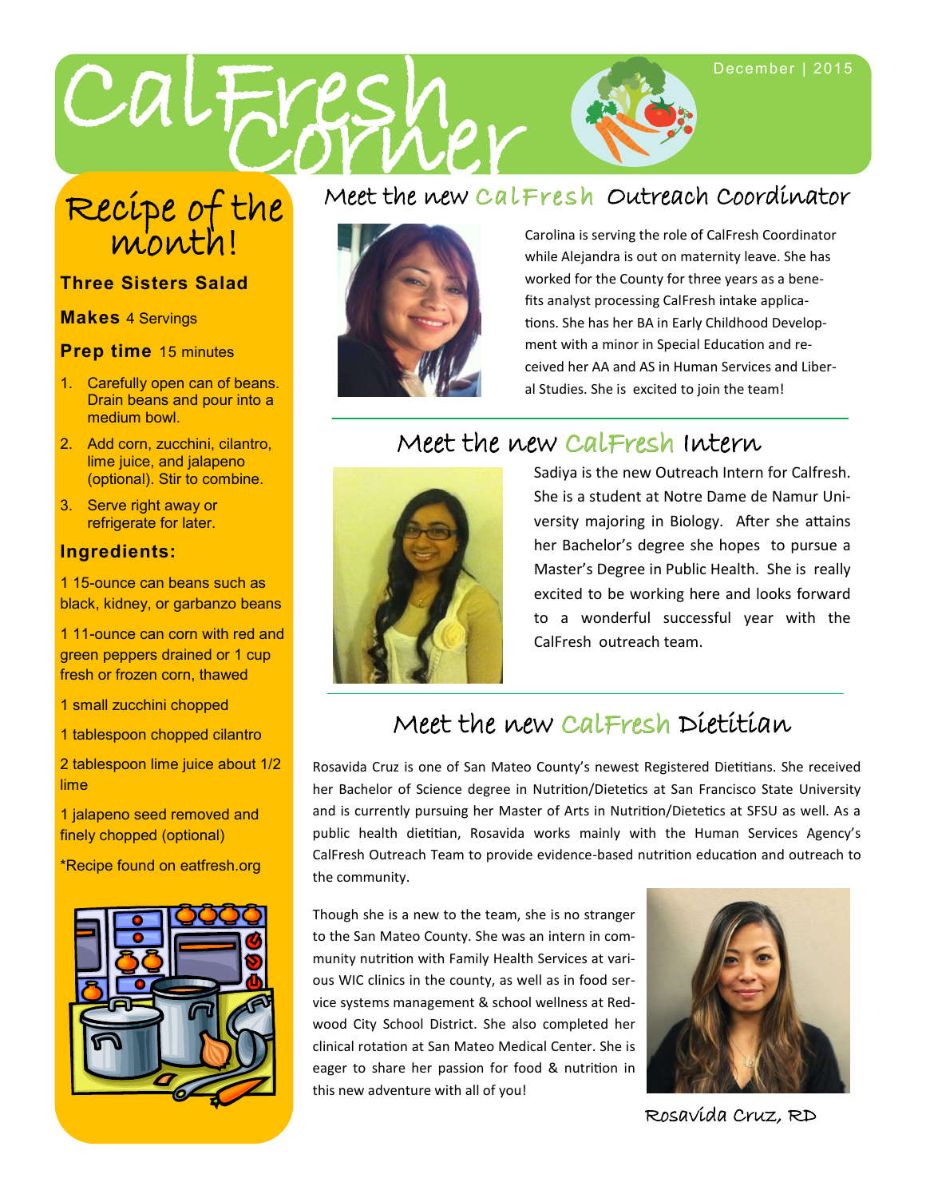# CalFresh Corner

December | 2015

## Recipe of the month!

**Three Sisters Salad**

**Makes** 4 Servings

**Prep time** 15 minutes

1. Carefully open can of beans. Drain beans and pour into a medium bowl.
2. Add corn, zucchini, cilantro, lime juice, and jalapeno (optional). Stir to combine.
3. Serve right away or refrigerate for later.

**Ingredients:**

1 15-ounce can beans such as black, kidney, or garbanzo beans

1 11-ounce can corn with red and green peppers drained or 1 cup fresh or frozen corn, thawed

1 small zucchini chopped

1 tablespoon chopped cilantro

2 tablespoon lime juice about 1/2 lime

1 jalapeno seed removed and finely chopped (optional)

*Recipe found on eatfresh.org

## Meet the new CalFresh Outreach Coordinator

Carolina is serving the role of CalFresh Coordinator while Alejandra is out on maternity leave. She has worked for the County for three years as a benefits analyst processing CalFresh intake applications. She has her BA in Early Childhood Development with a minor in Special Education and received her AA and AS in Human Services and Liberal Studies. She is excited to join the team!

## Meet the new CalFresh Intern

Sadiya is the new Outreach Intern for Calfresh. She is a student at Notre Dame de Namur University majoring in Biology. After she attains her Bachelor's degree she hopes to pursue a Master's Degree in Public Health. She is really excited to be working here and looks forward to a wonderful successful year with the CalFresh outreach team.

## Meet the new CalFresh Dietitian

Rosavida Cruz is one of San Mateo County's newest Registered Dietitians. She received her Bachelor of Science degree in Nutrition/Dietetics at San Francisco State University and is currently pursuing her Master of Arts in Nutrition/Dietetics at SFSU as well. As a public health dietitian, Rosavida works mainly with the Human Services Agency's CalFresh Outreach Team to provide evidence-based nutrition education and outreach to the community.

Though she is a new to the team, she is no stranger to the San Mateo County. She was an intern in community nutrition with Family Health Services at various WIC clinics in the county, as well as in food service systems management & school wellness at Redwood City School District. She also completed her clinical rotation at San Mateo Medical Center. She is eager to share her passion for food & nutrition in this new adventure with all of you!

Rosavida Cruz, RD